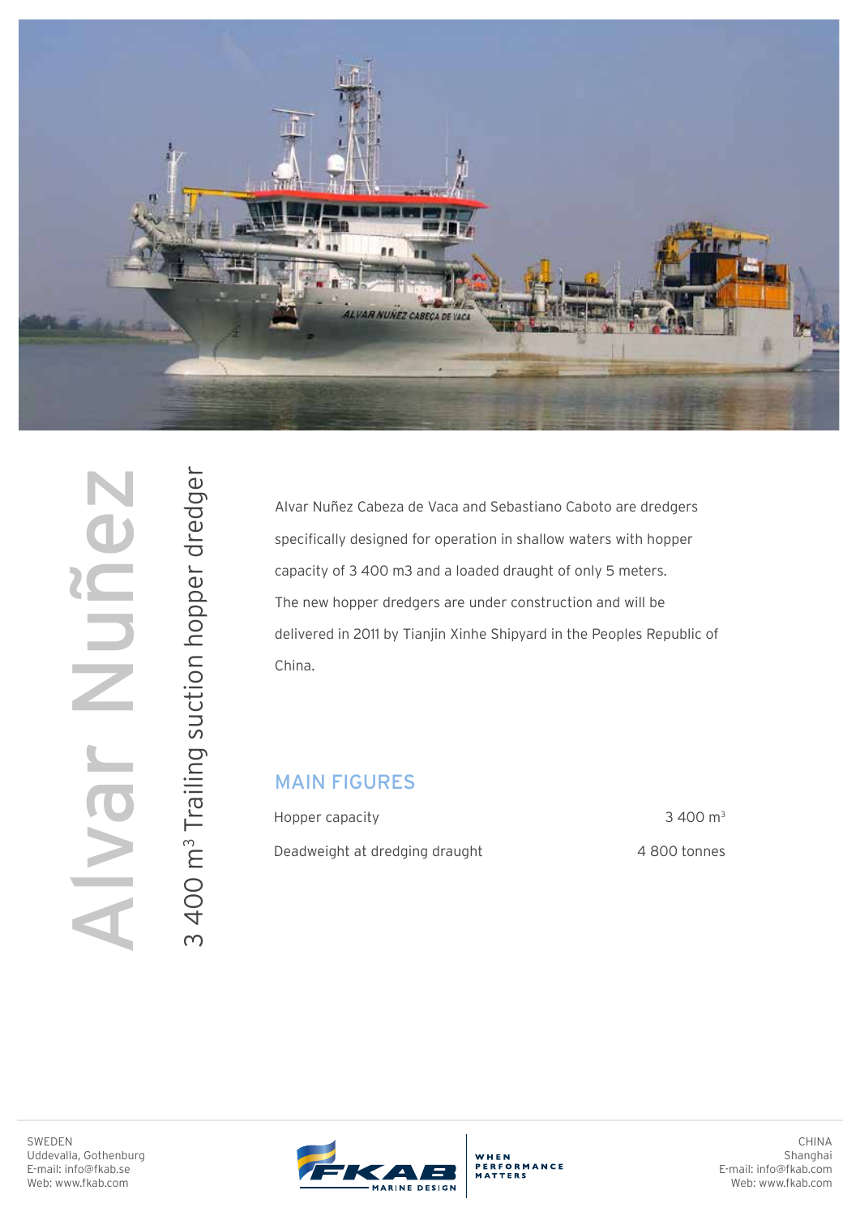# Alvar Nuñez

## 3 400 m$^3$ Trailing suction hopper dredger

Alvar Nuñez Cabeza de Vaca and Sebastiano Caboto are dredgers specifically designed for operation in shallow waters with hopper capacity of 3 400 m3 and a loaded draught of only 5 meters. The new hopper dredgers are under construction and will be delivered in 2011 by Tianjin Xinhe Shipyard in the Peoples Republic of China.

### MAIN FIGURES

| | |
|---|---|
| Hopper capacity | 3 400 m$^3$ |
| Deadweight at dredging draught | 4 800 tonnes |

SWEDEN
Uddevalla, Gothenburg
E-mail: info@fkab.se
Web: www.fkab.com

FKAB MARINE DESIGN — WHEN PERFORMANCE MATTERS

CHINA
Shanghai
E-mail: info@fkab.com
Web: www.fkab.com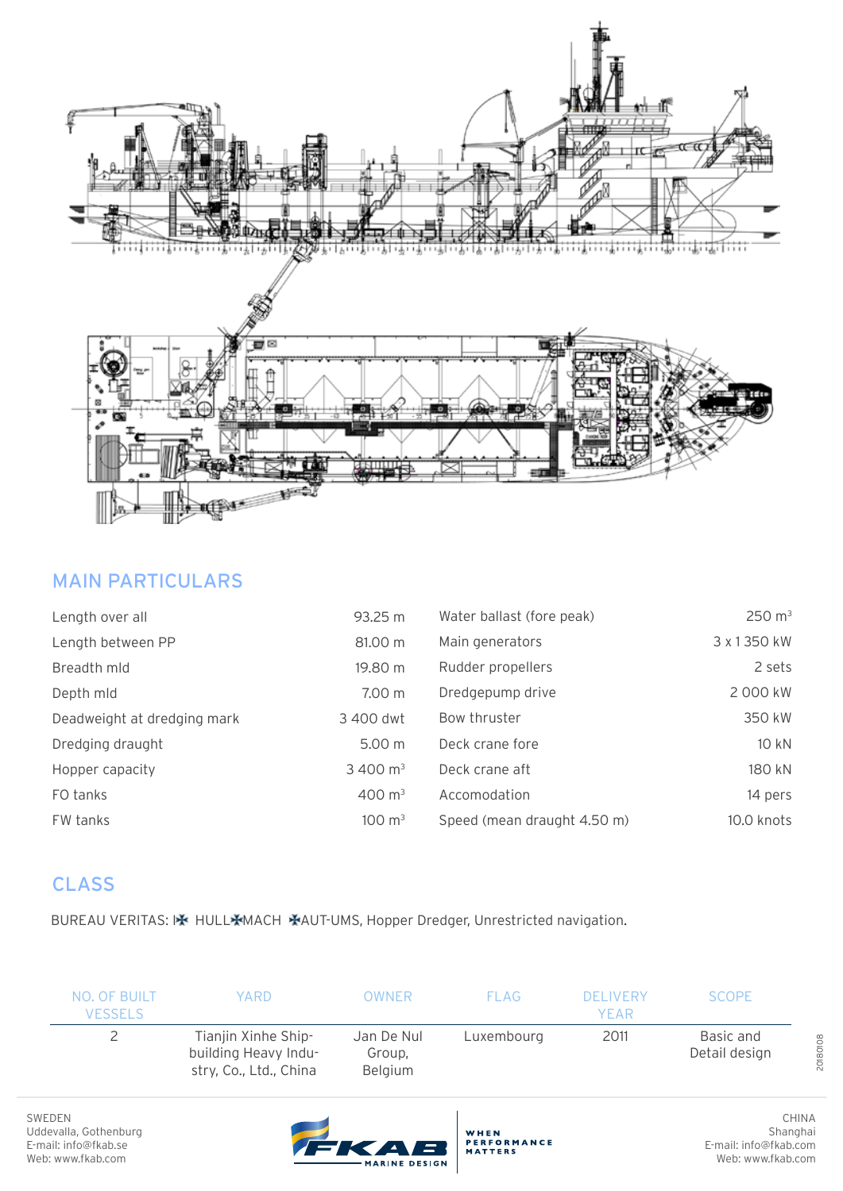## MAIN PARTICULARS

| | | | |
|---|---|---|---|
| Length over all | 93.25 m | Water ballast (fore peak) | 250 m³ |
| Length between PP | 81.00 m | Main generators | 3 x 1 350 kW |
| Breadth mld | 19.80 m | Rudder propellers | 2 sets |
| Depth mld | 7.00 m | Dredgepump drive | 2 000 kW |
| Deadweight at dredging mark | 3 400 dwt | Bow thruster | 350 kW |
| Dredging draught | 5.00 m | Deck crane fore | 10 kN |
| Hopper capacity | 3 400 m³ | Deck crane aft | 180 kN |
| FO tanks | 400 m³ | Accomodation | 14 pers |
| FW tanks | 100 m³ | Speed (mean draught 4.50 m) | 10.0 knots |

## CLASS

BUREAU VERITAS: I✠ HULL✠MACH ✠AUT-UMS, Hopper Dredger, Unrestricted navigation.

| NO. OF BUILT VESSELS | YARD | OWNER | FLAG | DELIVERY YEAR | SCOPE |
|---|---|---|---|---|---|
| 2 | Tianjin Xinhe Shipbuilding Heavy Industry, Co., Ltd., China | Jan De Nul Group, Belgium | Luxembourg | 2011 | Basic and Detail design |

20180108

SWEDEN
Uddevalla, Gothenburg
E-mail: info@fkab.se
Web: www.fkab.com

FKAB MARINE DESIGN — WHEN PERFORMANCE MATTERS

CHINA
Shanghai
E-mail: info@fkab.com
Web: www.fkab.com